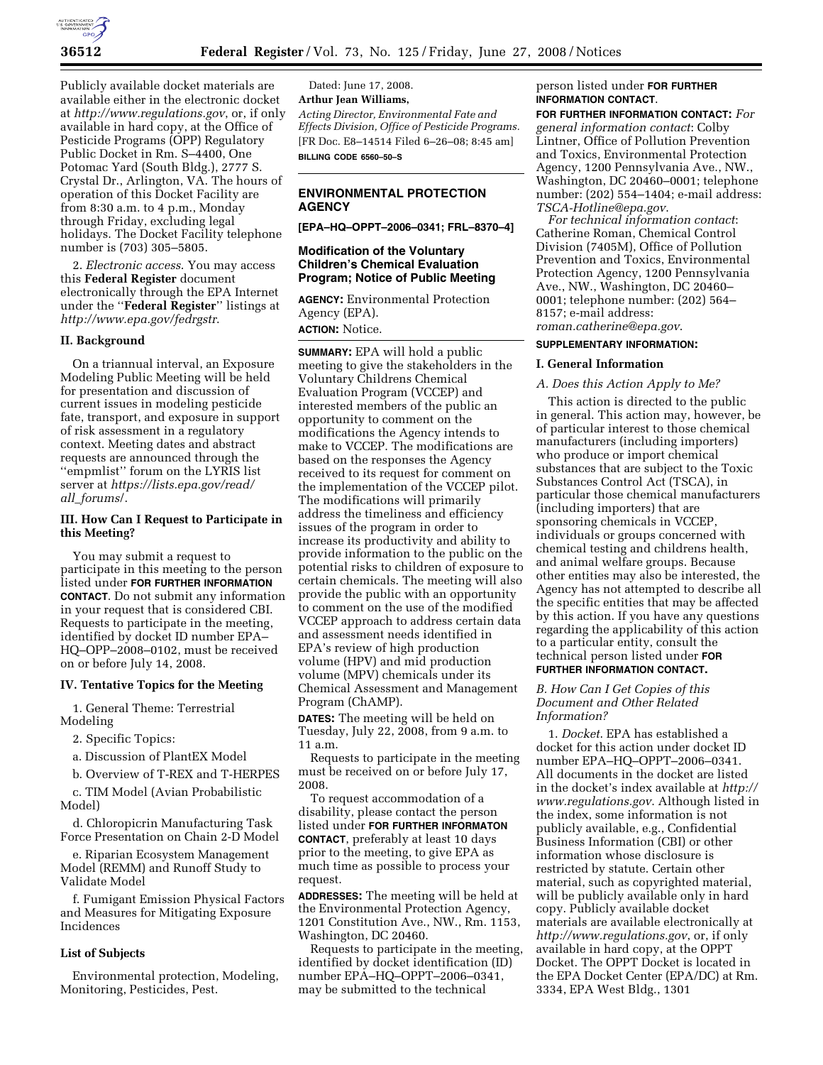Publicly available docket materials are available either in the electronic docket at *http://www.regulations.gov*, or, if only available in hard copy, at the Office of Pesticide Programs (OPP) Regulatory Public Docket in Rm. S–4400, One Potomac Yard (South Bldg.), 2777 S. Crystal Dr., Arlington, VA. The hours of operation of this Docket Facility are from 8:30 a.m. to 4 p.m., Monday through Friday, excluding legal holidays. The Docket Facility telephone number is (703) 305–5805.

2. *Electronic access*. You may access this **Federal Register** document electronically through the EPA Internet under the ''**Federal Register**'' listings at *http://www.epa.gov/fedrgstr*.

## II. Background

On a triannual interval, an Exposure Modeling Public Meeting will be held for presentation and discussion of current issues in modeling pesticide fate, transport, and exposure in support of risk assessment in a regulatory context. Meeting dates and abstract requests are announced through the ''empmlist'' forum on the LYRIS list server at *https://lists.epa.gov/read/all_forums/*.

## III. How Can I Request to Participate in this Meeting?

You may submit a request to participate in this meeting to the person listed under **FOR FURTHER INFORMATION CONTACT**. Do not submit any information in your request that is considered CBI. Requests to participate in the meeting, identified by docket ID number EPA–HQ–OPP–2008–0102, must be received on or before July 14, 2008.

## IV. Tentative Topics for the Meeting

1. General Theme: Terrestrial Modeling

2. Specific Topics:

a. Discussion of PlantEX Model

b. Overview of T-REX and T-HERPES

c. TIM Model (Avian Probabilistic Model)

d. Chloropicrin Manufacturing Task Force Presentation on Chain 2-D Model

e. Riparian Ecosystem Management Model (REMM) and Runoff Study to Validate Model

f. Fumigant Emission Physical Factors and Measures for Mitigating Exposure Incidences

## List of Subjects

Environmental protection, Modeling, Monitoring, Pesticides, Pest.

Dated: June 17, 2008.

**Arthur Jean Williams,**

*Acting Director, Environmental Fate and Effects Division, Office of Pesticide Programs.*

[FR Doc. E8–14514 Filed 6–26–08; 8:45 am]

**BILLING CODE 6560–50–S**

---

# ENVIRONMENTAL PROTECTION AGENCY

**[EPA–HQ–OPPT–2006–0341; FRL–8370–4]**

## Modification of the Voluntary Children's Chemical Evaluation Program; Notice of Public Meeting

**AGENCY:** Environmental Protection Agency (EPA).

**ACTION:** Notice.

**SUMMARY:** EPA will hold a public meeting to give the stakeholders in the Voluntary Childrens Chemical Evaluation Program (VCCEP) and interested members of the public an opportunity to comment on the modifications the Agency intends to make to VCCEP. The modifications are based on the responses the Agency received to its request for comment on the implementation of the VCCEP pilot. The modifications will primarily address the timeliness and efficiency issues of the program in order to increase its productivity and ability to provide information to the public on the potential risks to children of exposure to certain chemicals. The meeting will also provide the public with an opportunity to comment on the use of the modified VCCEP approach to address certain data and assessment needs identified in EPA's review of high production volume (HPV) and mid production volume (MPV) chemicals under its Chemical Assessment and Management Program (ChAMP).

**DATES:** The meeting will be held on Tuesday, July 22, 2008, from 9 a.m. to 11 a.m.

Requests to participate in the meeting must be received on or before July 17, 2008.

To request accommodation of a disability, please contact the person listed under **FOR FURTHER INFORMATON CONTACT**, preferably at least 10 days prior to the meeting, to give EPA as much time as possible to process your request.

**ADDRESSES:** The meeting will be held at the Environmental Protection Agency, 1201 Constitution Ave., NW., Rm. 1153, Washington, DC 20460.

Requests to participate in the meeting, identified by docket identification (ID) number EPA–HQ–OPPT–2006–0341, may be submitted to the technical person listed under **FOR FURTHER INFORMATION CONTACT**.

**FOR FURTHER INFORMATION CONTACT:** *For general information contact*: Colby Lintner, Office of Pollution Prevention and Toxics, Environmental Protection Agency, 1200 Pennsylvania Ave., NW., Washington, DC 20460–0001; telephone number: (202) 554–1404; e-mail address: *TSCA-Hotline@epa.gov*.

*For technical information contact*: Catherine Roman, Chemical Control Division (7405M), Office of Pollution Prevention and Toxics, Environmental Protection Agency, 1200 Pennsylvania Ave., NW., Washington, DC 20460–0001; telephone number: (202) 564–8157; e-mail address: *roman.catherine@epa.gov*.

**SUPPLEMENTARY INFORMATION:**

## I. General Information

### A. Does this Action Apply to Me?

This action is directed to the public in general. This action may, however, be of particular interest to those chemical manufacturers (including importers) who produce or import chemical substances that are subject to the Toxic Substances Control Act (TSCA), in particular those chemical manufacturers (including importers) that are sponsoring chemicals in VCCEP, individuals or groups concerned with chemical testing and childrens health, and animal welfare groups. Because other entities may also be interested, the Agency has not attempted to describe all the specific entities that may be affected by this action. If you have any questions regarding the applicability of this action to a particular entity, consult the technical person listed under **FOR FURTHER INFORMATION CONTACT.**

### B. How Can I Get Copies of this Document and Other Related Information?

1. *Docket*. EPA has established a docket for this action under docket ID number EPA–HQ–OPPT–2006–0341. All documents in the docket are listed in the docket's index available at *http://www.regulations.gov*. Although listed in the index, some information is not publicly available, e.g., Confidential Business Information (CBI) or other information whose disclosure is restricted by statute. Certain other material, such as copyrighted material, will be publicly available only in hard copy. Publicly available docket materials are available electronically at *http://www.regulations.gov*, or, if only available in hard copy, at the OPPT Docket. The OPPT Docket is located in the EPA Docket Center (EPA/DC) at Rm. 3334, EPA West Bldg., 1301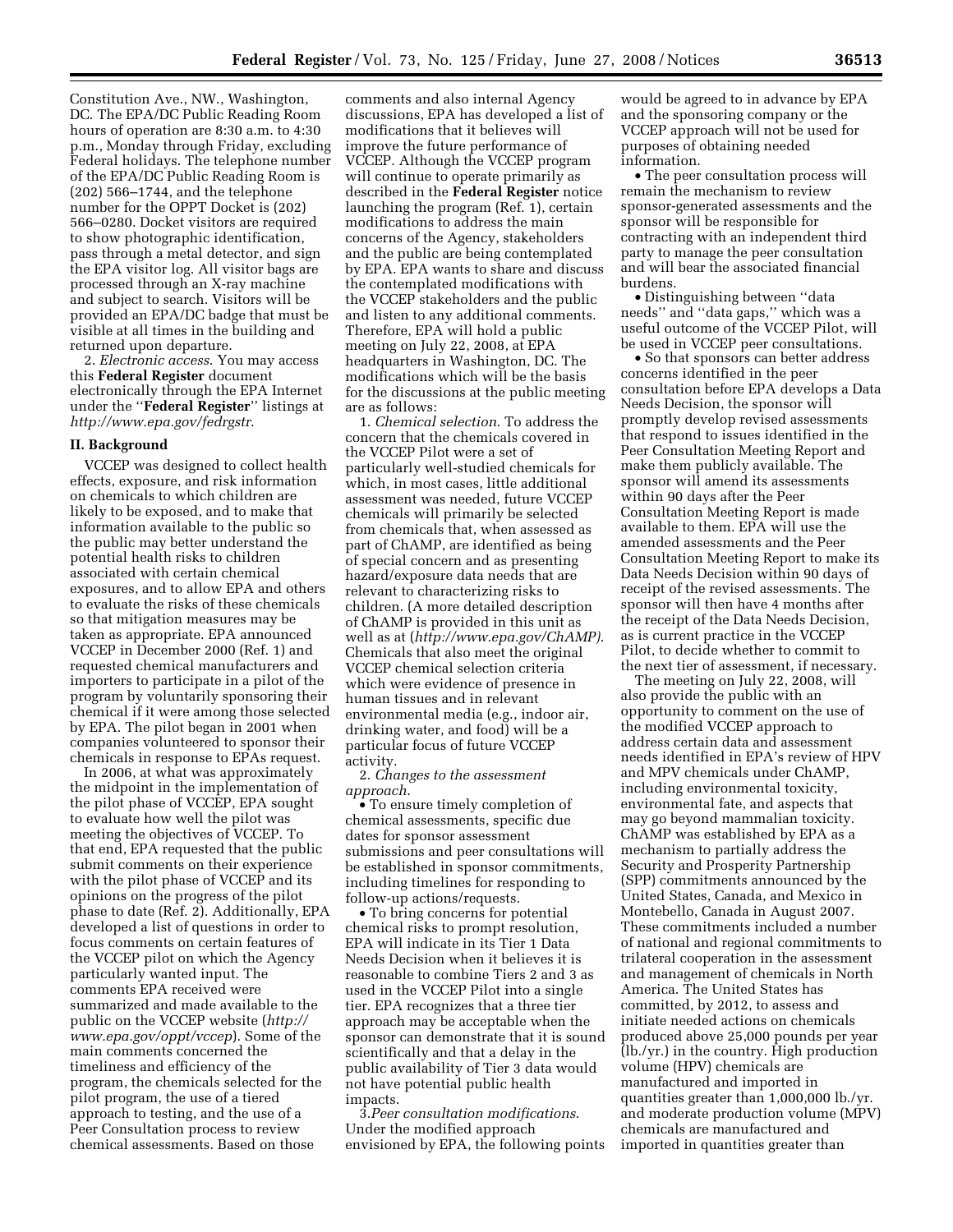Constitution Ave., NW., Washington, DC. The EPA/DC Public Reading Room hours of operation are 8:30 a.m. to 4:30 p.m., Monday through Friday, excluding Federal holidays. The telephone number of the EPA/DC Public Reading Room is (202) 566–1744, and the telephone number for the OPPT Docket is (202) 566–0280. Docket visitors are required to show photographic identification, pass through a metal detector, and sign the EPA visitor log. All visitor bags are processed through an X-ray machine and subject to search. Visitors will be provided an EPA/DC badge that must be visible at all times in the building and returned upon departure.

2. *Electronic access*. You may access this **Federal Register** document electronically through the EPA Internet under the ''**Federal Register**'' listings at *http://www.epa.gov/fedrgstr*.

### II. Background

VCCEP was designed to collect health effects, exposure, and risk information on chemicals to which children are likely to be exposed, and to make that information available to the public so the public may better understand the potential health risks to children associated with certain chemical exposures, and to allow EPA and others to evaluate the risks of these chemicals so that mitigation measures may be taken as appropriate. EPA announced VCCEP in December 2000 (Ref. 1) and requested chemical manufacturers and importers to participate in a pilot of the program by voluntarily sponsoring their chemical if it were among those selected by EPA. The pilot began in 2001 when companies volunteered to sponsor their chemicals in response to EPAs request.

In 2006, at what was approximately the midpoint in the implementation of the pilot phase of VCCEP, EPA sought to evaluate how well the pilot was meeting the objectives of VCCEP. To that end, EPA requested that the public submit comments on their experience with the pilot phase of VCCEP and its opinions on the progress of the pilot phase to date (Ref. 2). Additionally, EPA developed a list of questions in order to focus comments on certain features of the VCCEP pilot on which the Agency particularly wanted input. The comments EPA received were summarized and made available to the public on the VCCEP website (*http://www.epa.gov/oppt/vccep*). Some of the main comments concerned the timeliness and efficiency of the program, the chemicals selected for the pilot program, the use of a tiered approach to testing, and the use of a Peer Consultation process to review chemical assessments. Based on those comments and also internal Agency discussions, EPA has developed a list of modifications that it believes will improve the future performance of VCCEP. Although the VCCEP program will continue to operate primarily as described in the **Federal Register** notice launching the program (Ref. 1), certain modifications to address the main concerns of the Agency, stakeholders and the public are being contemplated by EPA. EPA wants to share and discuss the contemplated modifications with the VCCEP stakeholders and the public and listen to any additional comments. Therefore, EPA will hold a public meeting on July 22, 2008, at EPA headquarters in Washington, DC. The modifications which will be the basis for the discussions at the public meeting are as follows:

1. *Chemical selection*. To address the concern that the chemicals covered in the VCCEP Pilot were a set of particularly well-studied chemicals for which, in most cases, little additional assessment was needed, future VCCEP chemicals will primarily be selected from chemicals that, when assessed as part of ChAMP, are identified as being of special concern and as presenting hazard/exposure data needs that are relevant to characterizing risks to children. (A more detailed description of ChAMP is provided in this unit as well as at (*http://www.epa.gov/ChAMP)*. Chemicals that also meet the original VCCEP chemical selection criteria which were evidence of presence in human tissues and in relevant environmental media (e.g., indoor air, drinking water, and food) will be a particular focus of future VCCEP activity.

2. *Changes to the assessment approach*.

- To ensure timely completion of chemical assessments, specific due dates for sponsor assessment submissions and peer consultations will be established in sponsor commitments, including timelines for responding to follow-up actions/requests.
- To bring concerns for potential chemical risks to prompt resolution, EPA will indicate in its Tier 1 Data Needs Decision when it believes it is reasonable to combine Tiers 2 and 3 as used in the VCCEP Pilot into a single tier. EPA recognizes that a three tier approach may be acceptable when the sponsor can demonstrate that it is sound scientifically and that a delay in the public availability of Tier 3 data would not have potential public health impacts.

3.*Peer consultation modifications*. Under the modified approach envisioned by EPA, the following points would be agreed to in advance by EPA and the sponsoring company or the VCCEP approach will not be used for purposes of obtaining needed information.

- The peer consultation process will remain the mechanism to review sponsor-generated assessments and the sponsor will be responsible for contracting with an independent third party to manage the peer consultation and will bear the associated financial burdens.
- Distinguishing between ''data needs'' and ''data gaps,'' which was a useful outcome of the VCCEP Pilot, will be used in VCCEP peer consultations.
- So that sponsors can better address concerns identified in the peer consultation before EPA develops a Data Needs Decision, the sponsor will promptly develop revised assessments that respond to issues identified in the Peer Consultation Meeting Report and make them publicly available. The sponsor will amend its assessments within 90 days after the Peer Consultation Meeting Report is made available to them. EPA will use the amended assessments and the Peer Consultation Meeting Report to make its Data Needs Decision within 90 days of receipt of the revised assessments. The sponsor will then have 4 months after the receipt of the Data Needs Decision, as is current practice in the VCCEP Pilot, to decide whether to commit to the next tier of assessment, if necessary.

The meeting on July 22, 2008, will also provide the public with an opportunity to comment on the use of the modified VCCEP approach to address certain data and assessment needs identified in EPA's review of HPV and MPV chemicals under ChAMP, including environmental toxicity, environmental fate, and aspects that may go beyond mammalian toxicity. ChAMP was established by EPA as a mechanism to partially address the Security and Prosperity Partnership (SPP) commitments announced by the United States, Canada, and Mexico in Montebello, Canada in August 2007. These commitments included a number of national and regional commitments to trilateral cooperation in the assessment and management of chemicals in North America. The United States has committed, by 2012, to assess and initiate needed actions on chemicals produced above 25,000 pounds per year (lb./yr.) in the country. High production volume (HPV) chemicals are manufactured and imported in quantities greater than 1,000,000 lb./yr. and moderate production volume (MPV) chemicals are manufactured and imported in quantities greater than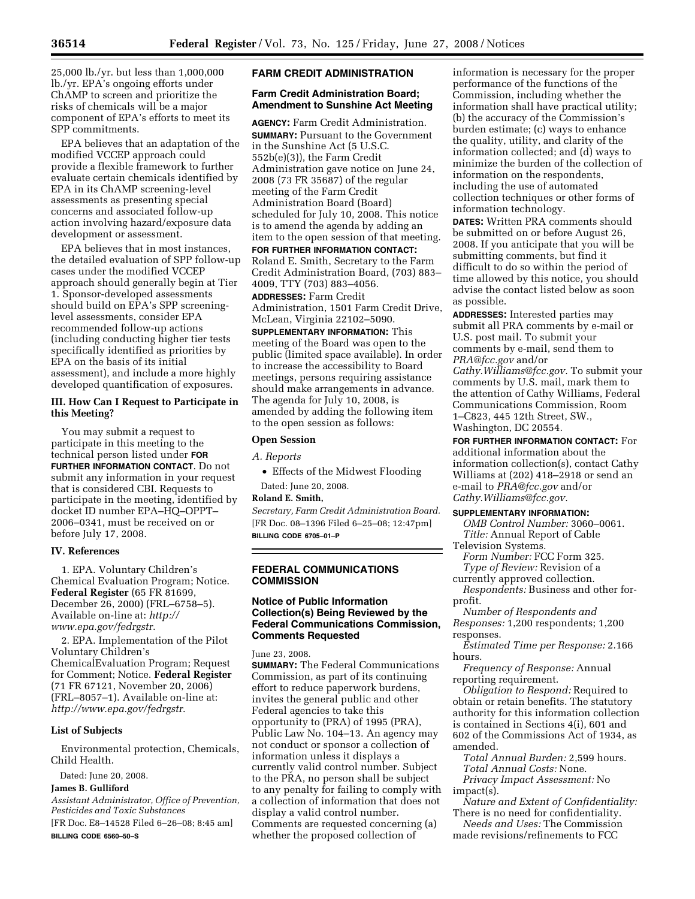25,000 lb./yr. but less than 1,000,000 lb./yr. EPA's ongoing efforts under ChAMP to screen and prioritize the risks of chemicals will be a major component of EPA's efforts to meet its SPP commitments.

EPA believes that an adaptation of the modified VCCEP approach could provide a flexible framework to further evaluate certain chemicals identified by EPA in its ChAMP screening-level assessments as presenting special concerns and associated follow-up action involving hazard/exposure data development or assessment.

EPA believes that in most instances, the detailed evaluation of SPP follow-up cases under the modified VCCEP approach should generally begin at Tier 1. Sponsor-developed assessments should build on EPA's SPP screening-level assessments, consider EPA recommended follow-up actions (including conducting higher tier tests specifically identified as priorities by EPA on the basis of its initial assessment), and include a more highly developed quantification of exposures.

### III. How Can I Request to Participate in this Meeting?

You may submit a request to participate in this meeting to the technical person listed under **FOR FURTHER INFORMATION CONTACT**. Do not submit any information in your request that is considered CBI. Requests to participate in the meeting, identified by docket ID number EPA–HQ–OPPT–2006–0341, must be received on or before July 17, 2008.

### IV. References

1. EPA. Voluntary Children's Chemical Evaluation Program; Notice. **Federal Register** (65 FR 81699, December 26, 2000) (FRL–6758–5). Available on-line at: *http://www.epa.gov/fedrgstr*.

2. EPA. Implementation of the Pilot Voluntary Children's ChemicalEvaluation Program; Request for Comment; Notice. **Federal Register** (71 FR 67121, November 20, 2006) (FRL–8057–1). Available on-line at: *http://www.epa.gov/fedrgstr*.

### List of Subjects

Environmental protection, Chemicals, Child Health.

Dated: June 20, 2008.

**James B. Gulliford**

*Assistant Administrator, Office of Prevention, Pesticides and Toxic Substances*

[FR Doc. E8–14528 Filed 6–26–08; 8:45 am]

**BILLING CODE 6560–50–S**

## FARM CREDIT ADMINISTRATION

### Farm Credit Administration Board; Amendment to Sunshine Act Meeting

**AGENCY:** Farm Credit Administration.

**SUMMARY:** Pursuant to the Government in the Sunshine Act (5 U.S.C. 552b(e)(3)), the Farm Credit Administration gave notice on June 24, 2008 (73 FR 35687) of the regular meeting of the Farm Credit Administration Board (Board) scheduled for July 10, 2008. This notice is to amend the agenda by adding an item to the open session of that meeting.

**FOR FURTHER INFORMATION CONTACT:** Roland E. Smith, Secretary to the Farm Credit Administration Board, (703) 883–4009, TTY (703) 883–4056.

**ADDRESSES:** Farm Credit Administration, 1501 Farm Credit Drive, McLean, Virginia 22102–5090.

**SUPPLEMENTARY INFORMATION:** This meeting of the Board was open to the public (limited space available). In order to increase the accessibility to Board meetings, persons requiring assistance should make arrangements in advance. The agenda for July 10, 2008, is amended by adding the following item to the open session as follows:

### Open Session

*A. Reports*

- Effects of the Midwest Flooding

Dated: June 20, 2008.

**Roland E. Smith,**

*Secretary, Farm Credit Administration Board.*

[FR Doc. 08–1396 Filed 6–25–08; 12:47pm]

**BILLING CODE 6705–01–P**

## FEDERAL COMMUNICATIONS COMMISSION

### Notice of Public Information Collection(s) Being Reviewed by the Federal Communications Commission, Comments Requested

June 23, 2008.

**SUMMARY:** The Federal Communications Commission, as part of its continuing effort to reduce paperwork burdens, invites the general public and other Federal agencies to take this opportunity to (PRA) of 1995 (PRA), Public Law No. 104–13. An agency may not conduct or sponsor a collection of information unless it displays a currently valid control number. Subject to the PRA, no person shall be subject to any penalty for failing to comply with a collection of information that does not display a valid control number. Comments are requested concerning (a) whether the proposed collection of information is necessary for the proper performance of the functions of the Commission, including whether the information shall have practical utility; (b) the accuracy of the Commission's burden estimate; (c) ways to enhance the quality, utility, and clarity of the information collected; and (d) ways to minimize the burden of the collection of information on the respondents, including the use of automated collection techniques or other forms of information technology.

**DATES:** Written PRA comments should be submitted on or before August 26, 2008. If you anticipate that you will be submitting comments, but find it difficult to do so within the period of time allowed by this notice, you should advise the contact listed below as soon as possible.

**ADDRESSES:** Interested parties may submit all PRA comments by e-mail or U.S. post mail. To submit your comments by e-mail, send them to *PRA@fcc.gov* and/or *Cathy.Williams@fcc.gov.* To submit your comments by U.S. mail, mark them to the attention of Cathy Williams, Federal Communications Commission, Room 1–C823, 445 12th Street, SW., Washington, DC 20554.

**FOR FURTHER INFORMATION CONTACT:** For additional information about the information collection(s), contact Cathy Williams at (202) 418–2918 or send an e-mail to *PRA@fcc.gov* and/or *Cathy.Williams@fcc.gov.*

**SUPPLEMENTARY INFORMATION:**

*OMB Control Number:* 3060–0061.

*Title:* Annual Report of Cable Television Systems.

*Form Number:* FCC Form 325.

*Type of Review:* Revision of a currently approved collection.

*Respondents:* Business and other for-profit.

*Number of Respondents and Responses:* 1,200 respondents; 1,200 responses.

*Estimated Time per Response:* 2.166 hours.

*Frequency of Response:* Annual reporting requirement.

*Obligation to Respond:* Required to obtain or retain benefits. The statutory authority for this information collection is contained in Sections 4(i), 601 and 602 of the Commissions Act of 1934, as amended.

*Total Annual Burden:* 2,599 hours.

*Total Annual Costs:* None.

*Privacy Impact Assessment:* No impact(s).

*Nature and Extent of Confidentiality:* There is no need for confidentiality.

*Needs and Uses:* The Commission made revisions/refinements to FCC